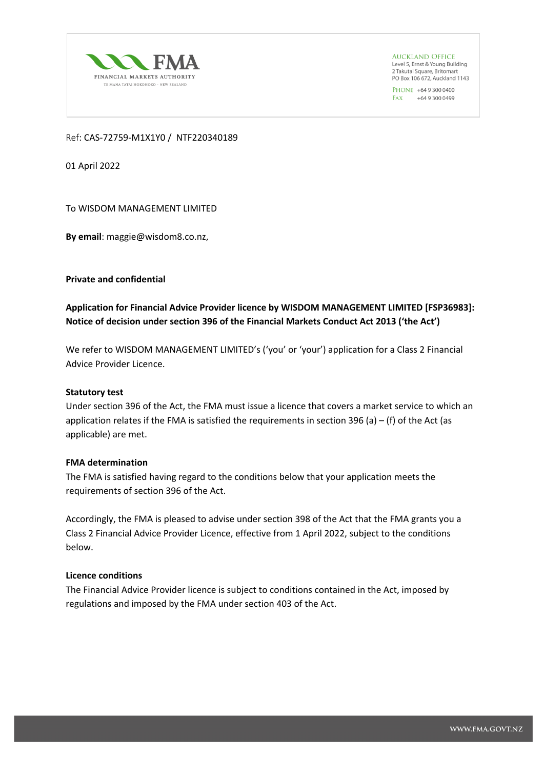FMA
FINANCIAL MARKETS AUTHORITY
TE MANA TATAI HOKOHOKO – NEW ZEALAND

AUCKLAND OFFICE
Level 5, Ernst & Young Building
2 Takutai Square, Britomart
PO Box 106 672, Auckland 1143

PHONE +64 9 300 0400
FAX +64 9 300 0499

Ref: CAS-72759-M1X1Y0 / NTF220340189

01 April 2022

To WISDOM MANAGEMENT LIMITED

**By email**: maggie@wisdom8.co.nz,

**Private and confidential**

**Application for Financial Advice Provider licence by WISDOM MANAGEMENT LIMITED [FSP36983]: Notice of decision under section 396 of the Financial Markets Conduct Act 2013 ('the Act')**

We refer to WISDOM MANAGEMENT LIMITED's ('you' or 'your') application for a Class 2 Financial Advice Provider Licence.

**Statutory test**

Under section 396 of the Act, the FMA must issue a licence that covers a market service to which an application relates if the FMA is satisfied the requirements in section 396 (a) – (f) of the Act (as applicable) are met.

**FMA determination**

The FMA is satisfied having regard to the conditions below that your application meets the requirements of section 396 of the Act.

Accordingly, the FMA is pleased to advise under section 398 of the Act that the FMA grants you a Class 2 Financial Advice Provider Licence, effective from 1 April 2022, subject to the conditions below.

**Licence conditions**

The Financial Advice Provider licence is subject to conditions contained in the Act, imposed by regulations and imposed by the FMA under section 403 of the Act.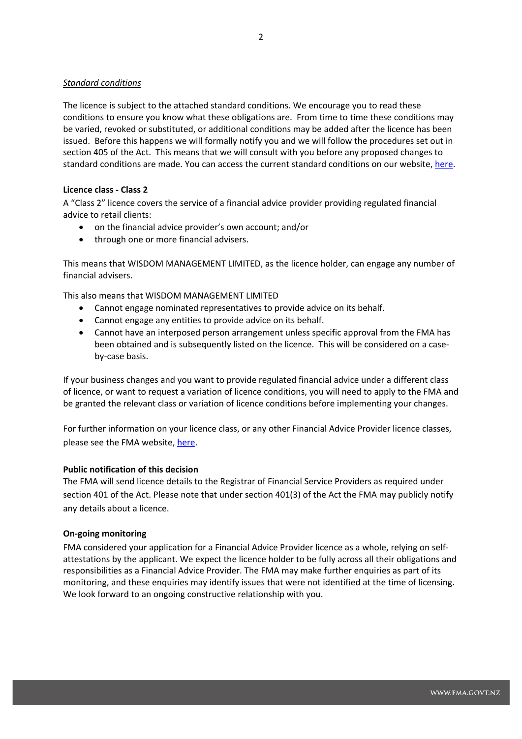*Standard conditions*

The licence is subject to the attached standard conditions. We encourage you to read these conditions to ensure you know what these obligations are. From time to time these conditions may be varied, revoked or substituted, or additional conditions may be added after the licence has been issued. Before this happens we will formally notify you and we will follow the procedures set out in section 405 of the Act. This means that we will consult with you before any proposed changes to standard conditions are made. You can access the current standard conditions on our website, here.

**Licence class - Class 2**

A "Class 2" licence covers the service of a financial advice provider providing regulated financial advice to retail clients:

- on the financial advice provider's own account; and/or
- through one or more financial advisers.

This means that WISDOM MANAGEMENT LIMITED, as the licence holder, can engage any number of financial advisers.

This also means that WISDOM MANAGEMENT LIMITED

- Cannot engage nominated representatives to provide advice on its behalf.
- Cannot engage any entities to provide advice on its behalf.
- Cannot have an interposed person arrangement unless specific approval from the FMA has been obtained and is subsequently listed on the licence. This will be considered on a case-by-case basis.

If your business changes and you want to provide regulated financial advice under a different class of licence, or want to request a variation of licence conditions, you will need to apply to the FMA and be granted the relevant class or variation of licence conditions before implementing your changes.

For further information on your licence class, or any other Financial Advice Provider licence classes, please see the FMA website, here.

**Public notification of this decision**

The FMA will send licence details to the Registrar of Financial Service Providers as required under section 401 of the Act. Please note that under section 401(3) of the Act the FMA may publicly notify any details about a licence.

**On-going monitoring**

FMA considered your application for a Financial Advice Provider licence as a whole, relying on self-attestations by the applicant. We expect the licence holder to be fully across all their obligations and responsibilities as a Financial Advice Provider. The FMA may make further enquiries as part of its monitoring, and these enquiries may identify issues that were not identified at the time of licensing. We look forward to an ongoing constructive relationship with you.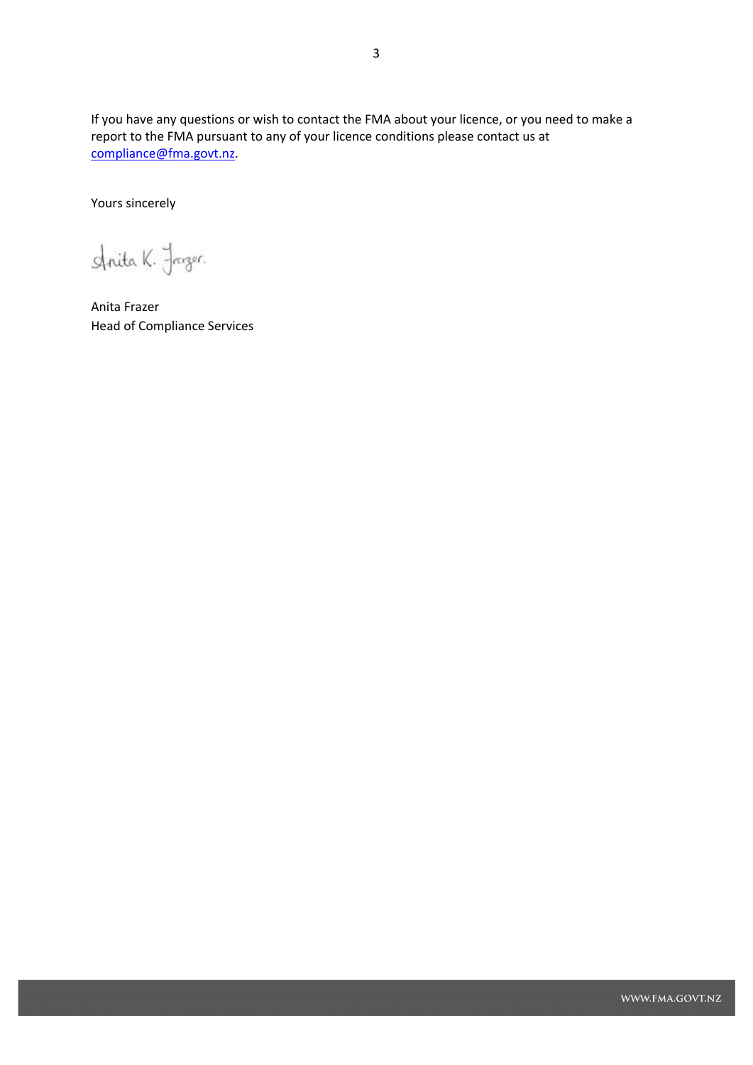If you have any questions or wish to contact the FMA about your licence, or you need to make a report to the FMA pursuant to any of your licence conditions please contact us at compliance@fma.govt.nz.

Yours sincerely

Anita Frazer
Head of Compliance Services